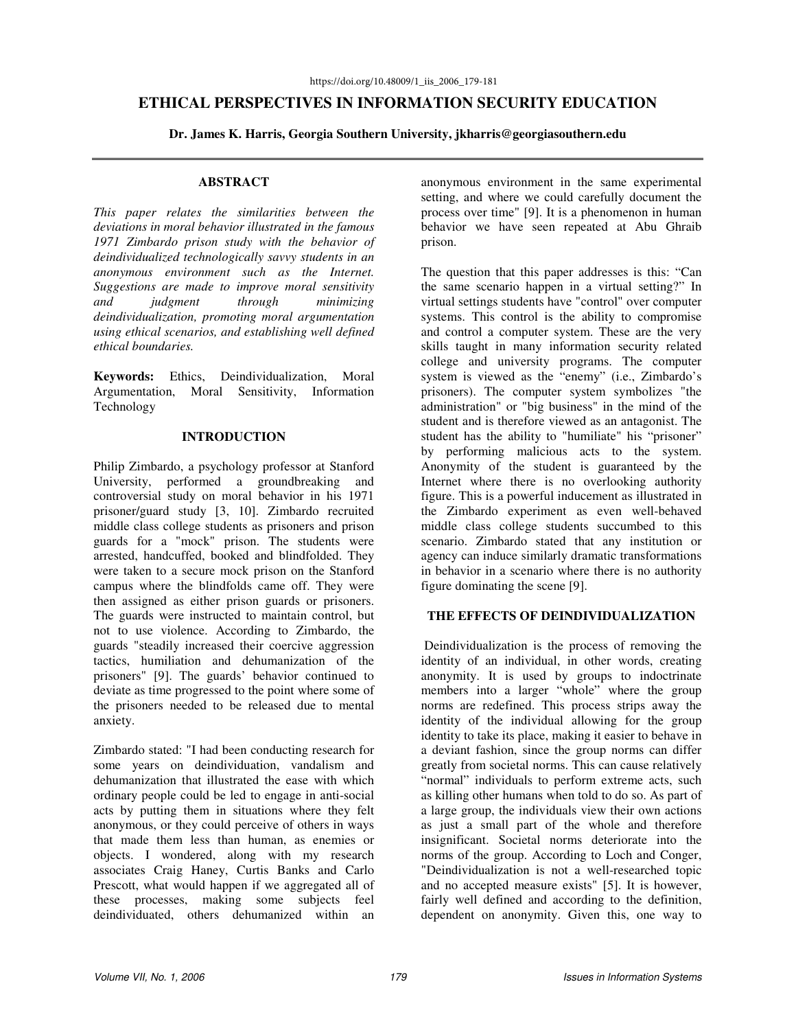https://doi.org/10.48009/1_iis_2006_179-181

# ETHICAL PERSPECTIVES IN INFORMATION SECURITY EDUCATION

**Dr. James K. Harris, Georgia Southern University, jkharris@georgiasouthern.edu**

## ABSTRACT

*This paper relates the similarities between the deviations in moral behavior illustrated in the famous 1971 Zimbardo prison study with the behavior of deindividualized technologically savvy students in an anonymous environment such as the Internet. Suggestions are made to improve moral sensitivity and judgment through minimizing deindividualization, promoting moral argumentation using ethical scenarios, and establishing well defined ethical boundaries.*

**Keywords:** Ethics, Deindividualization, Moral Argumentation, Moral Sensitivity, Information Technology

## INTRODUCTION

Philip Zimbardo, a psychology professor at Stanford University, performed a groundbreaking and controversial study on moral behavior in his 1971 prisoner/guard study [3, 10]. Zimbardo recruited middle class college students as prisoners and prison guards for a "mock" prison. The students were arrested, handcuffed, booked and blindfolded. They were taken to a secure mock prison on the Stanford campus where the blindfolds came off. They were then assigned as either prison guards or prisoners. The guards were instructed to maintain control, but not to use violence. According to Zimbardo, the guards "steadily increased their coercive aggression tactics, humiliation and dehumanization of the prisoners" [9]. The guards' behavior continued to deviate as time progressed to the point where some of the prisoners needed to be released due to mental anxiety.

Zimbardo stated: "I had been conducting research for some years on deindividuation, vandalism and dehumanization that illustrated the ease with which ordinary people could be led to engage in anti-social acts by putting them in situations where they felt anonymous, or they could perceive of others in ways that made them less than human, as enemies or objects. I wondered, along with my research associates Craig Haney, Curtis Banks and Carlo Prescott, what would happen if we aggregated all of these processes, making some subjects feel deindividuated, others dehumanized within an anonymous environment in the same experimental setting, and where we could carefully document the process over time" [9]. It is a phenomenon in human behavior we have seen repeated at Abu Ghraib prison.

The question that this paper addresses is this: "Can the same scenario happen in a virtual setting?" In virtual settings students have "control" over computer systems. This control is the ability to compromise and control a computer system. These are the very skills taught in many information security related college and university programs. The computer system is viewed as the "enemy" (i.e., Zimbardo's prisoners). The computer system symbolizes "the administration" or "big business" in the mind of the student and is therefore viewed as an antagonist. The student has the ability to "humiliate" his "prisoner" by performing malicious acts to the system. Anonymity of the student is guaranteed by the Internet where there is no overlooking authority figure. This is a powerful inducement as illustrated in the Zimbardo experiment as even well-behaved middle class college students succumbed to this scenario. Zimbardo stated that any institution or agency can induce similarly dramatic transformations in behavior in a scenario where there is no authority figure dominating the scene [9].

## THE EFFECTS OF DEINDIVIDUALIZATION

Deindividualization is the process of removing the identity of an individual, in other words, creating anonymity. It is used by groups to indoctrinate members into a larger "whole" where the group norms are redefined. This process strips away the identity of the individual allowing for the group identity to take its place, making it easier to behave in a deviant fashion, since the group norms can differ greatly from societal norms. This can cause relatively "normal" individuals to perform extreme acts, such as killing other humans when told to do so. As part of a large group, the individuals view their own actions as just a small part of the whole and therefore insignificant. Societal norms deteriorate into the norms of the group. According to Loch and Conger, "Deindividualization is not a well-researched topic and no accepted measure exists" [5]. It is however, fairly well defined and according to the definition, dependent on anonymity. Given this, one way to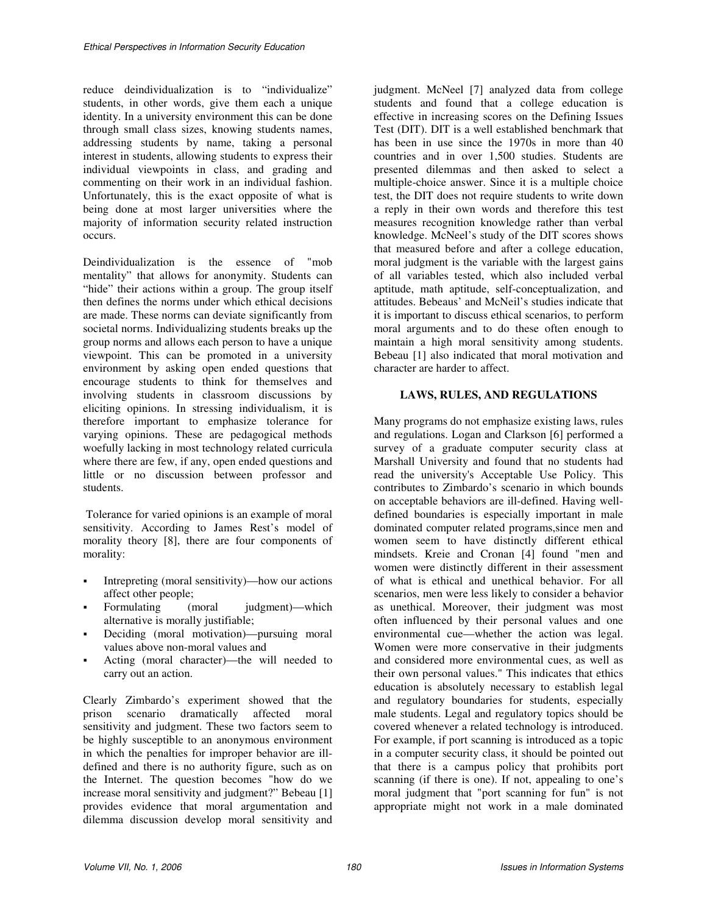reduce deindividualization is to "individualize" students, in other words, give them each a unique identity. In a university environment this can be done through small class sizes, knowing students names, addressing students by name, taking a personal interest in students, allowing students to express their individual viewpoints in class, and grading and commenting on their work in an individual fashion. Unfortunately, this is the exact opposite of what is being done at most larger universities where the majority of information security related instruction occurs.

Deindividualization is the essence of "mob mentality" that allows for anonymity. Students can "hide" their actions within a group. The group itself then defines the norms under which ethical decisions are made. These norms can deviate significantly from societal norms. Individualizing students breaks up the group norms and allows each person to have a unique viewpoint. This can be promoted in a university environment by asking open ended questions that encourage students to think for themselves and involving students in classroom discussions by eliciting opinions. In stressing individualism, it is therefore important to emphasize tolerance for varying opinions. These are pedagogical methods woefully lacking in most technology related curricula where there are few, if any, open ended questions and little or no discussion between professor and students.

Tolerance for varied opinions is an example of moral sensitivity. According to James Rest's model of morality theory [8], there are four components of morality:

- Intrepreting (moral sensitivity)—how our actions affect other people;
- Formulating (moral judgment)—which alternative is morally justifiable;
- Deciding (moral motivation)—pursuing moral values above non-moral values and
- Acting (moral character)—the will needed to carry out an action.

Clearly Zimbardo's experiment showed that the prison scenario dramatically affected moral sensitivity and judgment. These two factors seem to be highly susceptible to an anonymous environment in which the penalties for improper behavior are ill-defined and there is no authority figure, such as on the Internet. The question becomes "how do we increase moral sensitivity and judgment?" Bebeau [1] provides evidence that moral argumentation and dilemma discussion develop moral sensitivity and judgment. McNeel [7] analyzed data from college students and found that a college education is effective in increasing scores on the Defining Issues Test (DIT). DIT is a well established benchmark that has been in use since the 1970s in more than 40 countries and in over 1,500 studies. Students are presented dilemmas and then asked to select a multiple-choice answer. Since it is a multiple choice test, the DIT does not require students to write down a reply in their own words and therefore this test measures recognition knowledge rather than verbal knowledge. McNeel's study of the DIT scores shows that measured before and after a college education, moral judgment is the variable with the largest gains of all variables tested, which also included verbal aptitude, math aptitude, self-conceptualization, and attitudes. Bebeaus' and McNeil's studies indicate that it is important to discuss ethical scenarios, to perform moral arguments and to do these often enough to maintain a high moral sensitivity among students. Bebeau [1] also indicated that moral motivation and character are harder to affect.

## LAWS, RULES, AND REGULATIONS

Many programs do not emphasize existing laws, rules and regulations. Logan and Clarkson [6] performed a survey of a graduate computer security class at Marshall University and found that no students had read the university's Acceptable Use Policy. This contributes to Zimbardo's scenario in which bounds on acceptable behaviors are ill-defined. Having well-defined boundaries is especially important in male dominated computer related programs,since men and women seem to have distinctly different ethical mindsets. Kreie and Cronan [4] found "men and women were distinctly different in their assessment of what is ethical and unethical behavior. For all scenarios, men were less likely to consider a behavior as unethical. Moreover, their judgment was most often influenced by their personal values and one environmental cue—whether the action was legal. Women were more conservative in their judgments and considered more environmental cues, as well as their own personal values." This indicates that ethics education is absolutely necessary to establish legal and regulatory boundaries for students, especially male students. Legal and regulatory topics should be covered whenever a related technology is introduced. For example, if port scanning is introduced as a topic in a computer security class, it should be pointed out that there is a campus policy that prohibits port scanning (if there is one). If not, appealing to one's moral judgment that "port scanning for fun" is not appropriate might not work in a male dominated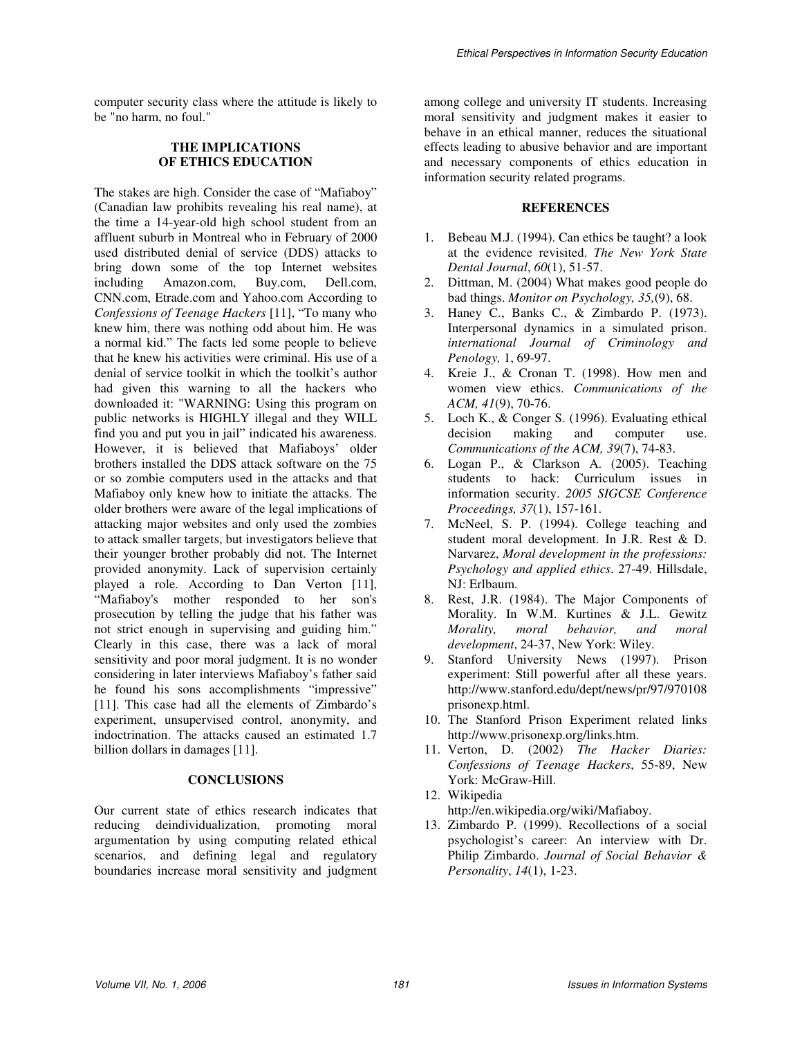computer security class where the attitude is likely to be "no harm, no foul."

## THE IMPLICATIONS OF ETHICS EDUCATION

The stakes are high. Consider the case of "Mafiaboy" (Canadian law prohibits revealing his real name), at the time a 14-year-old high school student from an affluent suburb in Montreal who in February of 2000 used distributed denial of service (DDS) attacks to bring down some of the top Internet websites including Amazon.com, Buy.com, Dell.com, CNN.com, Etrade.com and Yahoo.com According to *Confessions of Teenage Hackers* [11], "To many who knew him, there was nothing odd about him. He was a normal kid." The facts led some people to believe that he knew his activities were criminal. His use of a denial of service toolkit in which the toolkit's author had given this warning to all the hackers who downloaded it: "WARNING: Using this program on public networks is HIGHLY illegal and they WILL find you and put you in jail" indicated his awareness. However, it is believed that Mafiaboys' older brothers installed the DDS attack software on the 75 or so zombie computers used in the attacks and that Mafiaboy only knew how to initiate the attacks. The older brothers were aware of the legal implications of attacking major websites and only used the zombies to attack smaller targets, but investigators believe that their younger brother probably did not. The Internet provided anonymity. Lack of supervision certainly played a role. According to Dan Verton [11], "Mafiaboy's mother responded to her son's prosecution by telling the judge that his father was not strict enough in supervising and guiding him." Clearly in this case, there was a lack of moral sensitivity and poor moral judgment. It is no wonder considering in later interviews Mafiaboy's father said he found his sons accomplishments "impressive" [11]. This case had all the elements of Zimbardo's experiment, unsupervised control, anonymity, and indoctrination. The attacks caused an estimated 1.7 billion dollars in damages [11].

## CONCLUSIONS

Our current state of ethics research indicates that reducing deindividualization, promoting moral argumentation by using computing related ethical scenarios, and defining legal and regulatory boundaries increase moral sensitivity and judgment among college and university IT students. Increasing moral sensitivity and judgment makes it easier to behave in an ethical manner, reduces the situational effects leading to abusive behavior and are important and necessary components of ethics education in information security related programs.

## REFERENCES

1. Bebeau M.J. (1994). Can ethics be taught? a look at the evidence revisited. *The New York State Dental Journal*, *60*(1), 51-57.
2. Dittman, M. (2004) What makes good people do bad things. *Monitor on Psychology, 35,*(9), 68.
3. Haney C., Banks C., & Zimbardo P. (1973). Interpersonal dynamics in a simulated prison. *international Journal of Criminology and Penology,* 1, 69-97.
4. Kreie J., & Cronan T. (1998). How men and women view ethics. *Communications of the ACM, 41*(9), 70-76.
5. Loch K., & Conger S. (1996). Evaluating ethical decision making and computer use. *Communications of the ACM, 39*(7), 74-83.
6. Logan P., & Clarkson A. (2005). Teaching students to hack: Curriculum issues in information security. *2005 SIGCSE Conference Proceedings, 37*(1), 157-161.
7. McNeel, S. P. (1994). College teaching and student moral development. In J.R. Rest & D. Narvarez, *Moral development in the professions: Psychology and applied ethics*. 27-49. Hillsdale, NJ: Erlbaum.
8. Rest, J.R. (1984). The Major Components of Morality. In W.M. Kurtines & J.L. Gewitz *Morality, moral behavior, and moral development*, 24-37, New York: Wiley.
9. Stanford University News (1997). Prison experiment: Still powerful after all these years. http://www.stanford.edu/dept/news/pr/97/970108prisonexp.html.
10. The Stanford Prison Experiment related links http://www.prisonexp.org/links.htm.
11. Verton, D. (2002) *The Hacker Diaries: Confessions of Teenage Hackers*, 55-89, New York: McGraw-Hill.
12. Wikipedia http://en.wikipedia.org/wiki/Mafiaboy.
13. Zimbardo P. (1999). Recollections of a social psychologist's career: An interview with Dr. Philip Zimbardo. *Journal of Social Behavior & Personality*, *14*(1), 1-23.